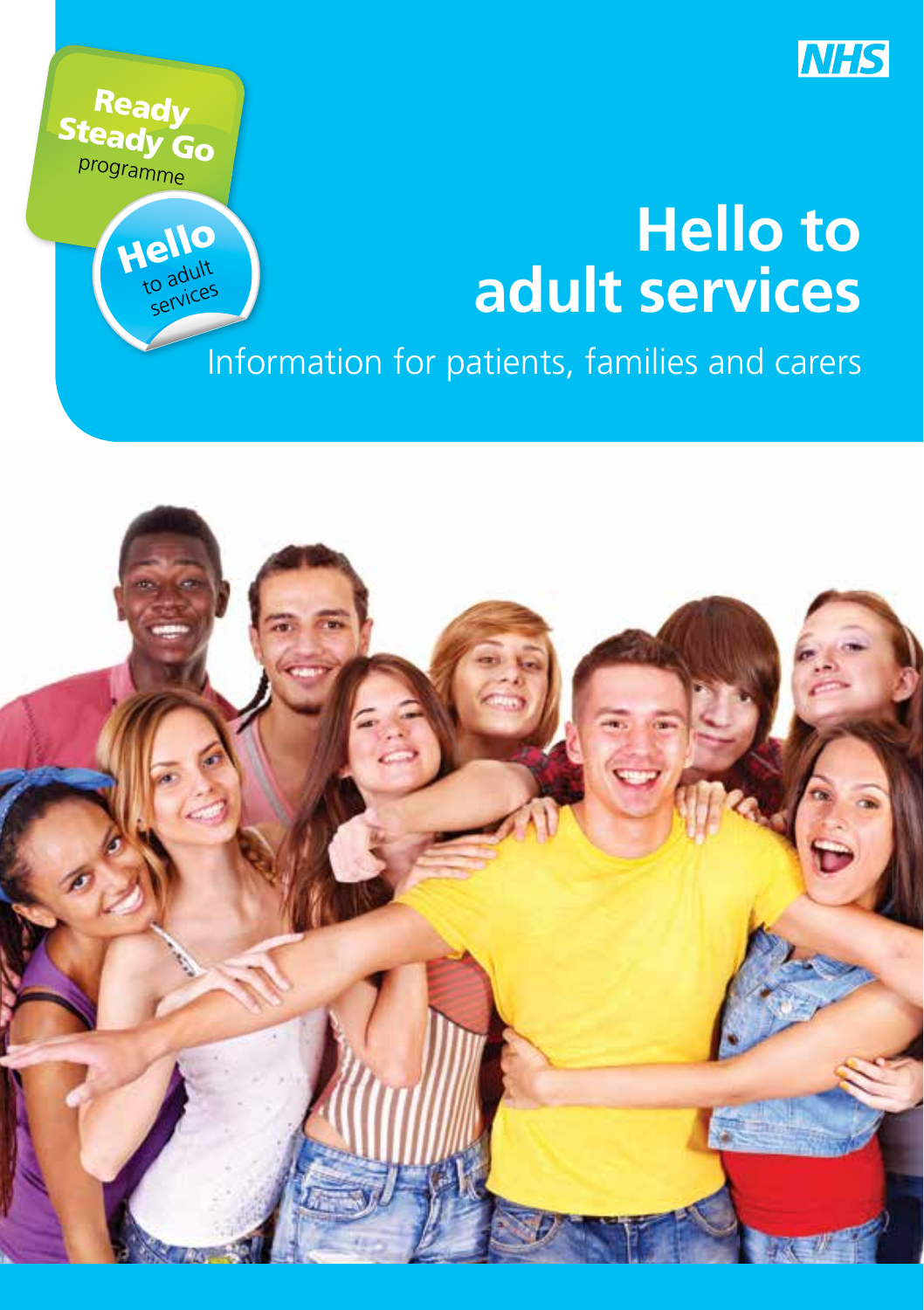NHS

Ready Steady Go programme

Hello to adult services

# Hello to adult services

Information for patients, families and carers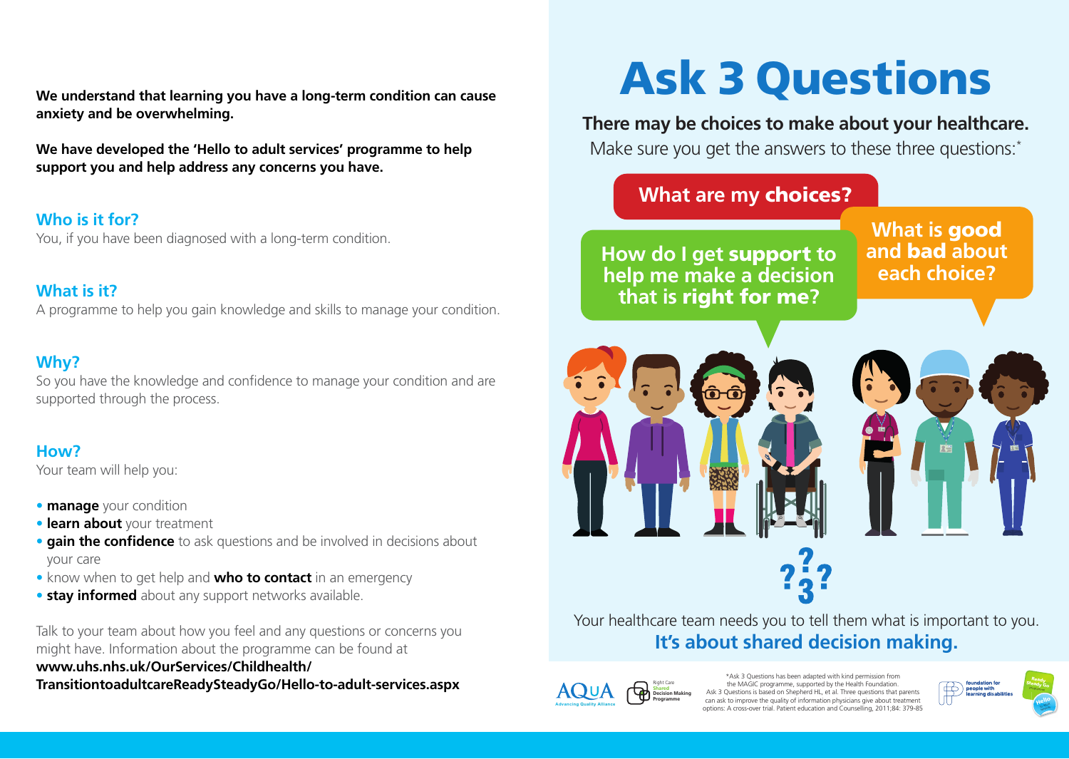**We understand that learning you have a long-term condition can cause anxiety and be overwhelming.**

**We have developed the 'Hello to adult services' programme to help support you and help address any concerns you have.**

## Who is it for?

You, if you have been diagnosed with a long-term condition.

## What is it?

A programme to help you gain knowledge and skills to manage your condition.

## Why?

So you have the knowledge and confidence to manage your condition and are supported through the process.

## How?

Your team will help you:

- **manage** your condition
- **learn about** your treatment
- **gain the confidence** to ask questions and be involved in decisions about your care
- know when to get help and **who to contact** in an emergency
- **stay informed** about any support networks available.

Talk to your team about how you feel and any questions or concerns you might have. Information about the programme can be found at **www.uhs.nhs.uk/OurServices/Childhealth/TransitiontoadultcareReadySteadyGo/Hello-to-adult-services.aspx**

# Ask 3 Questions

**There may be choices to make about your healthcare.**

Make sure you get the answers to these three questions:*

**What are my choices?**

**What is good and bad about each choice?**

**How do I get support to help me make a decision that is right for me?**

Your healthcare team needs you to tell them what is important to you.

**It's about shared decision making.**

*Ask 3 Questions has been adapted with kind permission from the MAGIC programme, supported by the Health Foundation. Ask 3 Questions is based on Shepherd HL, et al. Three questions that parents can ask to improve the quality of information physicians give about treatment options: A cross-over trial. Patient education and Counselling, 2011;84: 379-85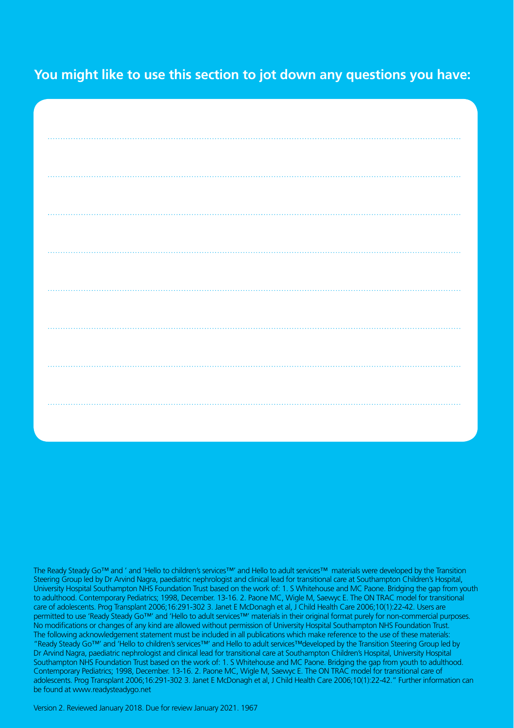## You might like to use this section to jot down any questions you have:

........................................................................................................................................................................................................

........................................................................................................................................................................................................

........................................................................................................................................................................................................

........................................................................................................................................................................................................

........................................................................................................................................................................................................

........................................................................................................................................................................................................

........................................................................................................................................................................................................

........................................................................................................................................................................................................

The Ready Steady Go™ and ' and 'Hello to children's services™' and Hello to adult services™ materials were developed by the Transition Steering Group led by Dr Arvind Nagra, paediatric nephrologist and clinical lead for transitional care at Southampton Children's Hospital, University Hospital Southampton NHS Foundation Trust based on the work of: 1. S Whitehouse and MC Paone. Bridging the gap from youth to adulthood. Contemporary Pediatrics; 1998, December. 13-16. 2. Paone MC, Wigle M, Saewyc E. The ON TRAC model for transitional care of adolescents. Prog Transplant 2006;16:291-302 3. Janet E McDonagh et al, J Child Health Care 2006;10(1):22-42. Users are permitted to use 'Ready Steady Go™' and 'Hello to adult services™' materials in their original format purely for non-commercial purposes. No modifications or changes of any kind are allowed without permission of University Hospital Southampton NHS Foundation Trust. The following acknowledgement statement must be included in all publications which make reference to the use of these materials: "Ready Steady Go™' and 'Hello to children's services™' and Hello to adult services™developed by the Transition Steering Group led by Dr Arvind Nagra, paediatric nephrologist and clinical lead for transitional care at Southampton Children's Hospital, University Hospital Southampton NHS Foundation Trust based on the work of: 1. S Whitehouse and MC Paone. Bridging the gap from youth to adulthood. Contemporary Pediatrics; 1998, December. 13-16. 2. Paone MC, Wigle M, Saewyc E. The ON TRAC model for transitional care of adolescents. Prog Transplant 2006;16:291-302 3. Janet E McDonagh et al, J Child Health Care 2006;10(1):22-42." Further information can be found at www.readysteadygo.net

Version 2. Reviewed January 2018. Due for review January 2021. 1967